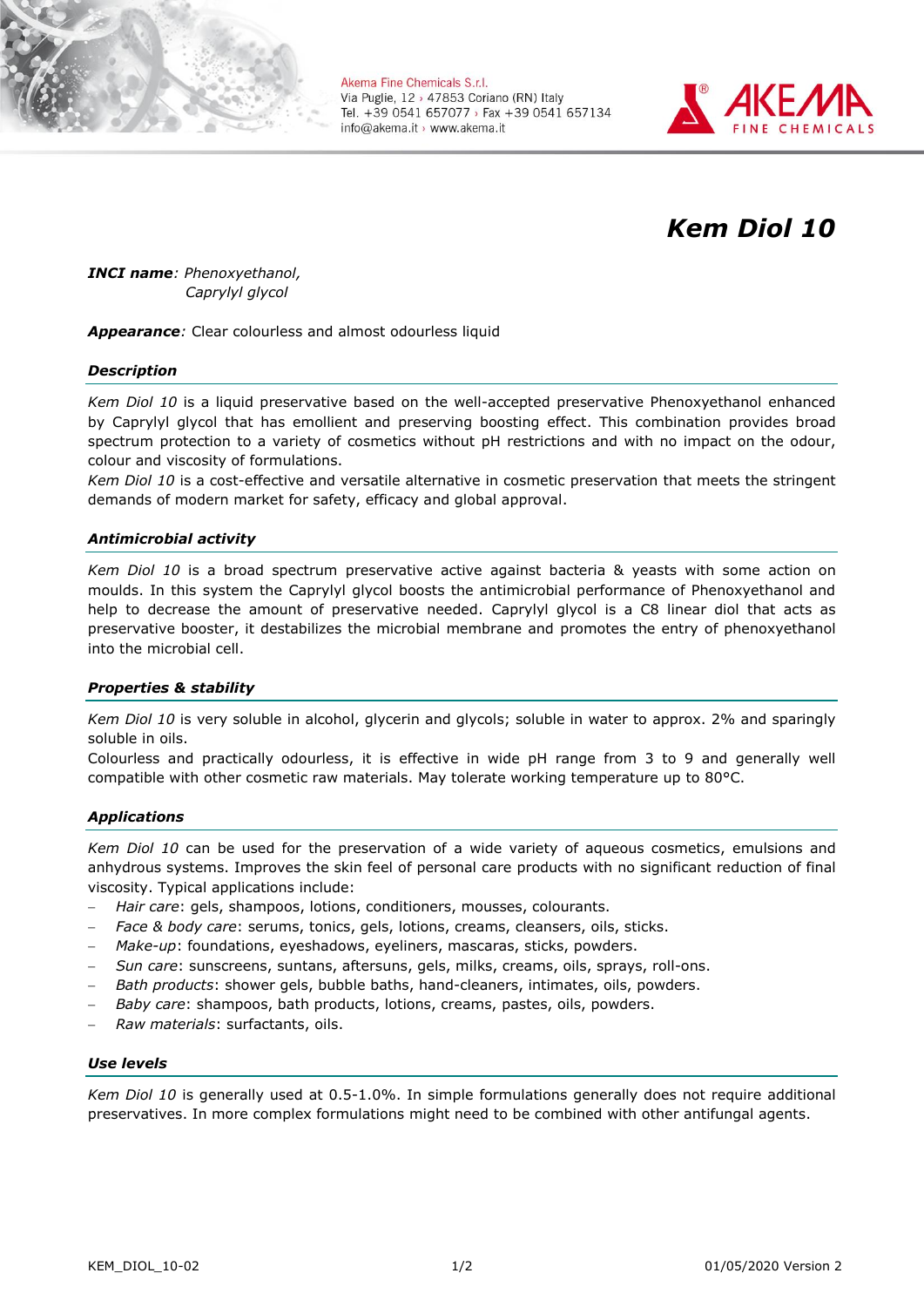Akema Fine Chemicals S.r.l.
Via Puglie, 12 › 47853 Coriano (RN) Italy
Tel. +39 0541 657077 › Fax +39 0541 657134
info@akema.it › www.akema.it

# *Kem Diol 10*

***INCI name****: Phenoxyethanol,*
*Caprylyl glycol*

***Appearance****:* Clear colourless and almost odourless liquid

### *Description*

*Kem Diol 10* is a liquid preservative based on the well-accepted preservative Phenoxyethanol enhanced by Caprylyl glycol that has emollient and preserving boosting effect. This combination provides broad spectrum protection to a variety of cosmetics without pH restrictions and with no impact on the odour, colour and viscosity of formulations.
*Kem Diol 10* is a cost-effective and versatile alternative in cosmetic preservation that meets the stringent demands of modern market for safety, efficacy and global approval.

### *Antimicrobial activity*

*Kem Diol 10* is a broad spectrum preservative active against bacteria & yeasts with some action on moulds. In this system the Caprylyl glycol boosts the antimicrobial performance of Phenoxyethanol and help to decrease the amount of preservative needed. Caprylyl glycol is a C8 linear diol that acts as preservative booster, it destabilizes the microbial membrane and promotes the entry of phenoxyethanol into the microbial cell.

### *Properties & stability*

*Kem Diol 10* is very soluble in alcohol, glycerin and glycols; soluble in water to approx. 2% and sparingly soluble in oils.
Colourless and practically odourless, it is effective in wide pH range from 3 to 9 and generally well compatible with other cosmetic raw materials. May tolerate working temperature up to 80°C.

### *Applications*

*Kem Diol 10* can be used for the preservation of a wide variety of aqueous cosmetics, emulsions and anhydrous systems. Improves the skin feel of personal care products with no significant reduction of final viscosity. Typical applications include:

- *Hair care*: gels, shampoos, lotions, conditioners, mousses, colourants.
- *Face & body care*: serums, tonics, gels, lotions, creams, cleansers, oils, sticks.
- *Make-up*: foundations, eyeshadows, eyeliners, mascaras, sticks, powders.
- *Sun care*: sunscreens, suntans, aftersuns, gels, milks, creams, oils, sprays, roll-ons.
- *Bath products*: shower gels, bubble baths, hand-cleaners, intimates, oils, powders.
- *Baby care*: shampoos, bath products, lotions, creams, pastes, oils, powders.
- *Raw materials*: surfactants, oils.

### *Use levels*

*Kem Diol 10* is generally used at 0.5-1.0%. In simple formulations generally does not require additional preservatives. In more complex formulations might need to be combined with other antifungal agents.

KEM_DIOL_10-02 01/05/2020 Version 2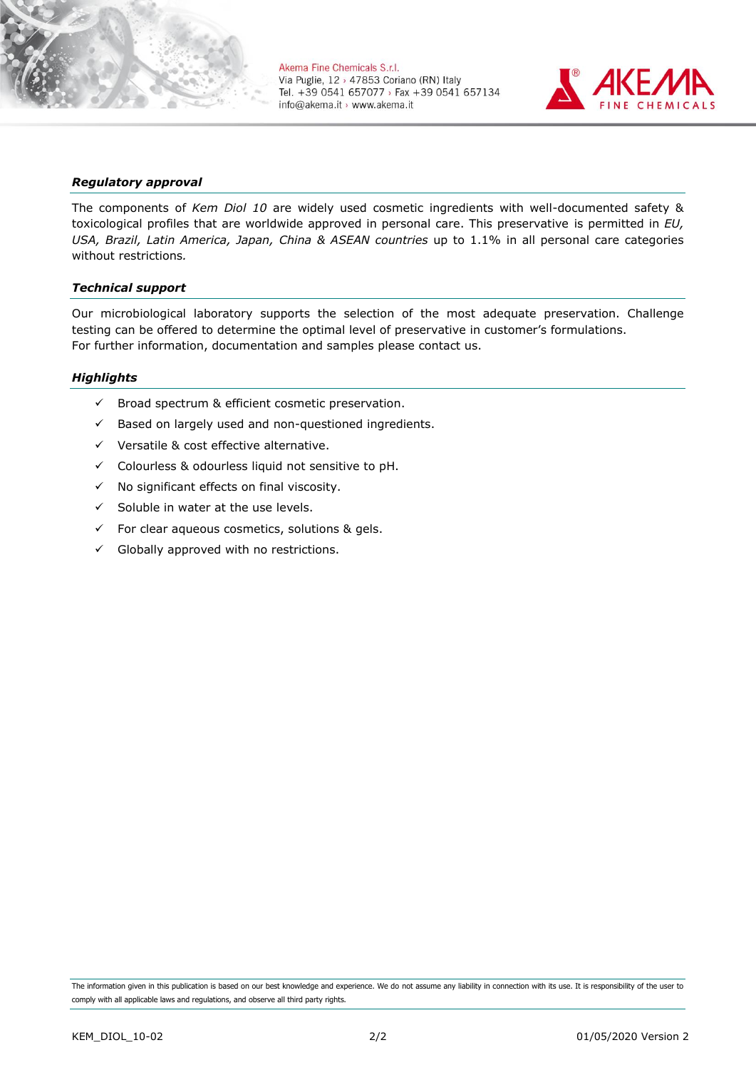***Regulatory approval***

The components of *Kem Diol 10* are widely used cosmetic ingredients with well-documented safety & toxicological profiles that are worldwide approved in personal care. This preservative is permitted in *EU, USA, Brazil, Latin America, Japan, China & ASEAN countries* up to 1.1% in all personal care categories without restrictions.

***Technical support***

Our microbiological laboratory supports the selection of the most adequate preservation. Challenge testing can be offered to determine the optimal level of preservative in customer's formulations.
For further information, documentation and samples please contact us.

***Highlights***

- ✓ Broad spectrum & efficient cosmetic preservation.
- ✓ Based on largely used and non-questioned ingredients.
- ✓ Versatile & cost effective alternative.
- ✓ Colourless & odourless liquid not sensitive to pH.
- ✓ No significant effects on final viscosity.
- ✓ Soluble in water at the use levels.
- ✓ For clear aqueous cosmetics, solutions & gels.
- ✓ Globally approved with no restrictions.

The information given in this publication is based on our best knowledge and experience. We do not assume any liability in connection with its use. It is responsibility of the user to comply with all applicable laws and regulations, and observe all third party rights.